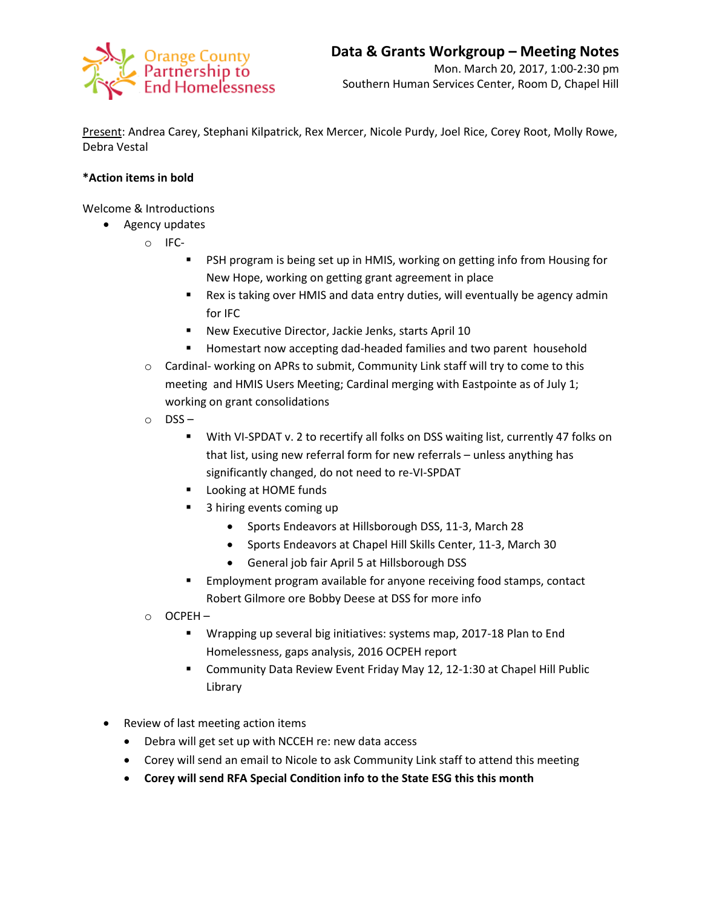Orange County Partnership to End Homelessness

# Data & Grants Workgroup – Meeting Notes

Mon. March 20, 2017, 1:00-2:30 pm
Southern Human Services Center, Room D, Chapel Hill

Present: Andrea Carey, Stephani Kilpatrick, Rex Mercer, Nicole Purdy, Joel Rice, Corey Root, Molly Rowe, Debra Vestal

**\*Action items in bold**

Welcome & Introductions

- Agency updates
  - IFC-
    - PSH program is being set up in HMIS, working on getting info from Housing for New Hope, working on getting grant agreement in place
    - Rex is taking over HMIS and data entry duties, will eventually be agency admin for IFC
    - New Executive Director, Jackie Jenks, starts April 10
    - Homestart now accepting dad-headed families and two parent household
  - Cardinal- working on APRs to submit, Community Link staff will try to come to this meeting and HMIS Users Meeting; Cardinal merging with Eastpointe as of July 1; working on grant consolidations
  - DSS –
    - With VI-SPDAT v. 2 to recertify all folks on DSS waiting list, currently 47 folks on that list, using new referral form for new referrals – unless anything has significantly changed, do not need to re-VI-SPDAT
    - Looking at HOME funds
    - 3 hiring events coming up
      - Sports Endeavors at Hillsborough DSS, 11-3, March 28
      - Sports Endeavors at Chapel Hill Skills Center, 11-3, March 30
      - General job fair April 5 at Hillsborough DSS
    - Employment program available for anyone receiving food stamps, contact Robert Gilmore ore Bobby Deese at DSS for more info
  - OCPEH –
    - Wrapping up several big initiatives: systems map, 2017-18 Plan to End Homelessness, gaps analysis, 2016 OCPEH report
    - Community Data Review Event Friday May 12, 12-1:30 at Chapel Hill Public Library

- Review of last meeting action items
  - Debra will get set up with NCCEH re: new data access
  - Corey will send an email to Nicole to ask Community Link staff to attend this meeting
  - **Corey will send RFA Special Condition info to the State ESG this this month**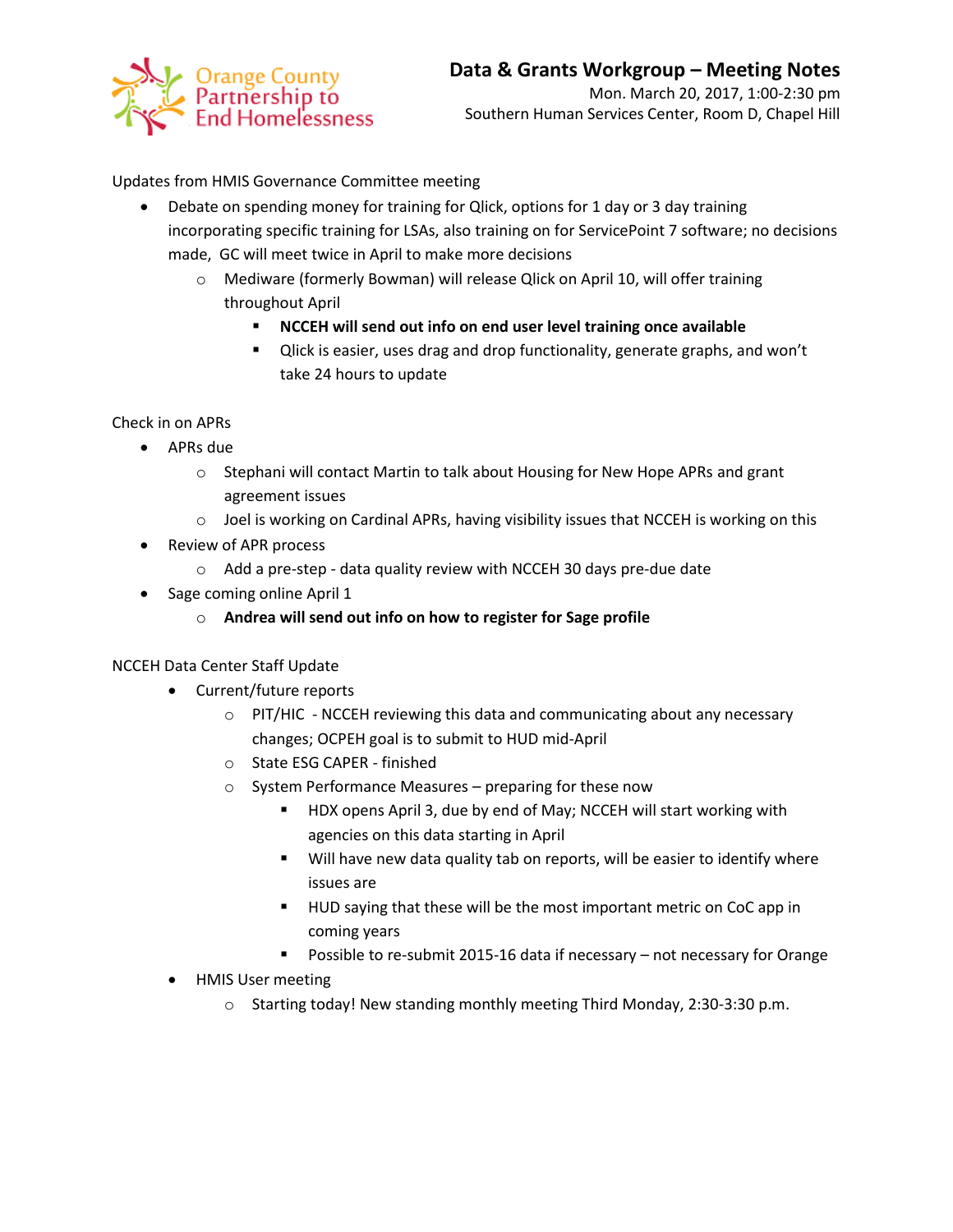Orange County Partnership to End Homelessness

# Data & Grants Workgroup – Meeting Notes

Mon. March 20, 2017, 1:00-2:30 pm
Southern Human Services Center, Room D, Chapel Hill

Updates from HMIS Governance Committee meeting

- Debate on spending money for training for Qlick, options for 1 day or 3 day training incorporating specific training for LSAs, also training on for ServicePoint 7 software; no decisions made, GC will meet twice in April to make more decisions
  - Mediware (formerly Bowman) will release Qlick on April 10, will offer training throughout April
    - **NCCEH will send out info on end user level training once available**
    - Qlick is easier, uses drag and drop functionality, generate graphs, and won't take 24 hours to update

Check in on APRs

- APRs due
  - Stephani will contact Martin to talk about Housing for New Hope APRs and grant agreement issues
  - Joel is working on Cardinal APRs, having visibility issues that NCCEH is working on this
- Review of APR process
  - Add a pre-step - data quality review with NCCEH 30 days pre-due date
- Sage coming online April 1
  - **Andrea will send out info on how to register for Sage profile**

NCCEH Data Center Staff Update

- Current/future reports
  - PIT/HIC - NCCEH reviewing this data and communicating about any necessary changes; OCPEH goal is to submit to HUD mid-April
  - State ESG CAPER - finished
  - System Performance Measures – preparing for these now
    - HDX opens April 3, due by end of May; NCCEH will start working with agencies on this data starting in April
    - Will have new data quality tab on reports, will be easier to identify where issues are
    - HUD saying that these will be the most important metric on CoC app in coming years
    - Possible to re-submit 2015-16 data if necessary – not necessary for Orange
- HMIS User meeting
  - Starting today! New standing monthly meeting Third Monday, 2:30-3:30 p.m.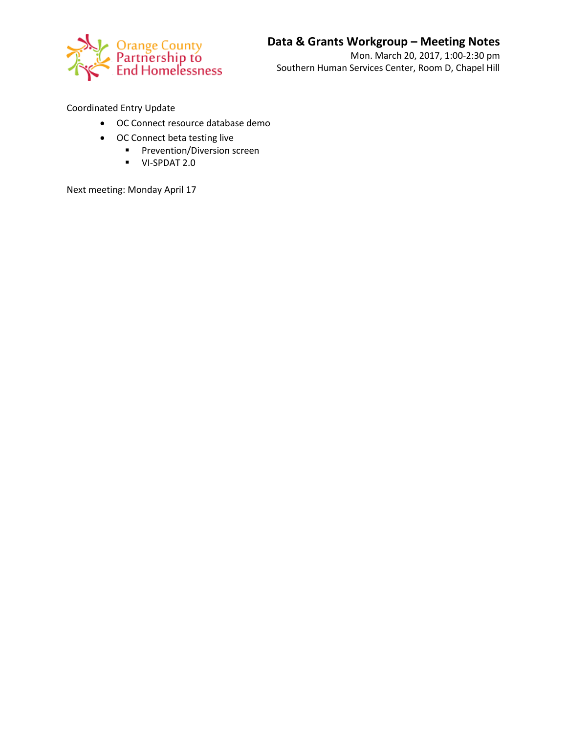Coordinated Entry Update

- OC Connect resource database demo
- OC Connect beta testing live
  - Prevention/Diversion screen
  - VI-SPDAT 2.0

Next meeting: Monday April 17